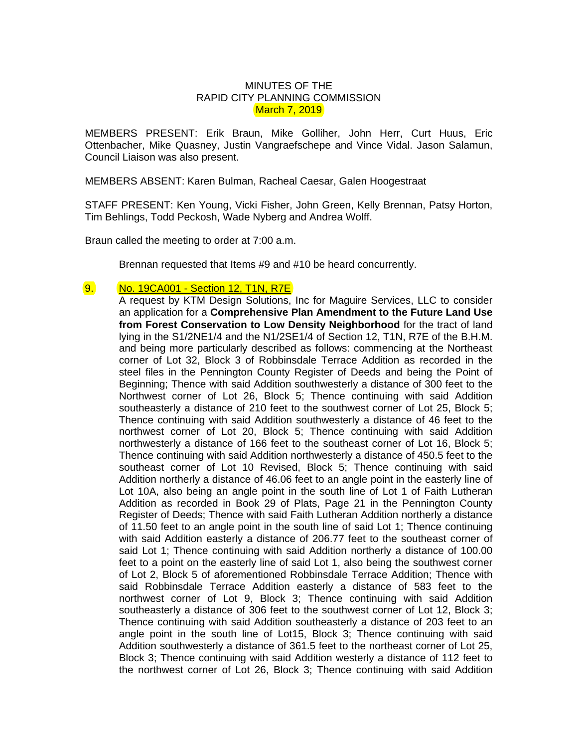MINUTES OF THE
RAPID CITY PLANNING COMMISSION
March 7, 2019

MEMBERS PRESENT: Erik Braun, Mike Golliher, John Herr, Curt Huus, Eric Ottenbacher, Mike Quasney, Justin Vangraefschepe and Vince Vidal. Jason Salamun, Council Liaison was also present.

MEMBERS ABSENT: Karen Bulman, Racheal Caesar, Galen Hoogestraat

STAFF PRESENT: Ken Young, Vicki Fisher, John Green, Kelly Brennan, Patsy Horton, Tim Behlings, Todd Peckosh, Wade Nyberg and Andrea Wolff.

Braun called the meeting to order at 7:00 a.m.

Brennan requested that Items #9 and #10 be heard concurrently.

9. No. 19CA001 - Section 12, T1N, R7E

A request by KTM Design Solutions, Inc for Maguire Services, LLC to consider an application for a **Comprehensive Plan Amendment to the Future Land Use from Forest Conservation to Low Density Neighborhood** for the tract of land lying in the S1/2NE1/4 and the N1/2SE1/4 of Section 12, T1N, R7E of the B.H.M. and being more particularly described as follows: commencing at the Northeast corner of Lot 32, Block 3 of Robbinsdale Terrace Addition as recorded in the steel files in the Pennington County Register of Deeds and being the Point of Beginning; Thence with said Addition southwesterly a distance of 300 feet to the Northwest corner of Lot 26, Block 5; Thence continuing with said Addition southeasterly a distance of 210 feet to the southwest corner of Lot 25, Block 5; Thence continuing with said Addition southwesterly a distance of 46 feet to the northwest corner of Lot 20, Block 5; Thence continuing with said Addition northwesterly a distance of 166 feet to the southeast corner of Lot 16, Block 5; Thence continuing with said Addition northwesterly a distance of 450.5 feet to the southeast corner of Lot 10 Revised, Block 5; Thence continuing with said Addition northerly a distance of 46.06 feet to an angle point in the easterly line of Lot 10A, also being an angle point in the south line of Lot 1 of Faith Lutheran Addition as recorded in Book 29 of Plats, Page 21 in the Pennington County Register of Deeds; Thence with said Faith Lutheran Addition northerly a distance of 11.50 feet to an angle point in the south line of said Lot 1; Thence continuing with said Addition easterly a distance of 206.77 feet to the southeast corner of said Lot 1; Thence continuing with said Addition northerly a distance of 100.00 feet to a point on the easterly line of said Lot 1, also being the southwest corner of Lot 2, Block 5 of aforementioned Robbinsdale Terrace Addition; Thence with said Robbinsdale Terrace Addition easterly a distance of 583 feet to the northwest corner of Lot 9, Block 3; Thence continuing with said Addition southeasterly a distance of 306 feet to the southwest corner of Lot 12, Block 3; Thence continuing with said Addition southeasterly a distance of 203 feet to an angle point in the south line of Lot15, Block 3; Thence continuing with said Addition southwesterly a distance of 361.5 feet to the northeast corner of Lot 25, Block 3; Thence continuing with said Addition westerly a distance of 112 feet to the northwest corner of Lot 26, Block 3; Thence continuing with said Addition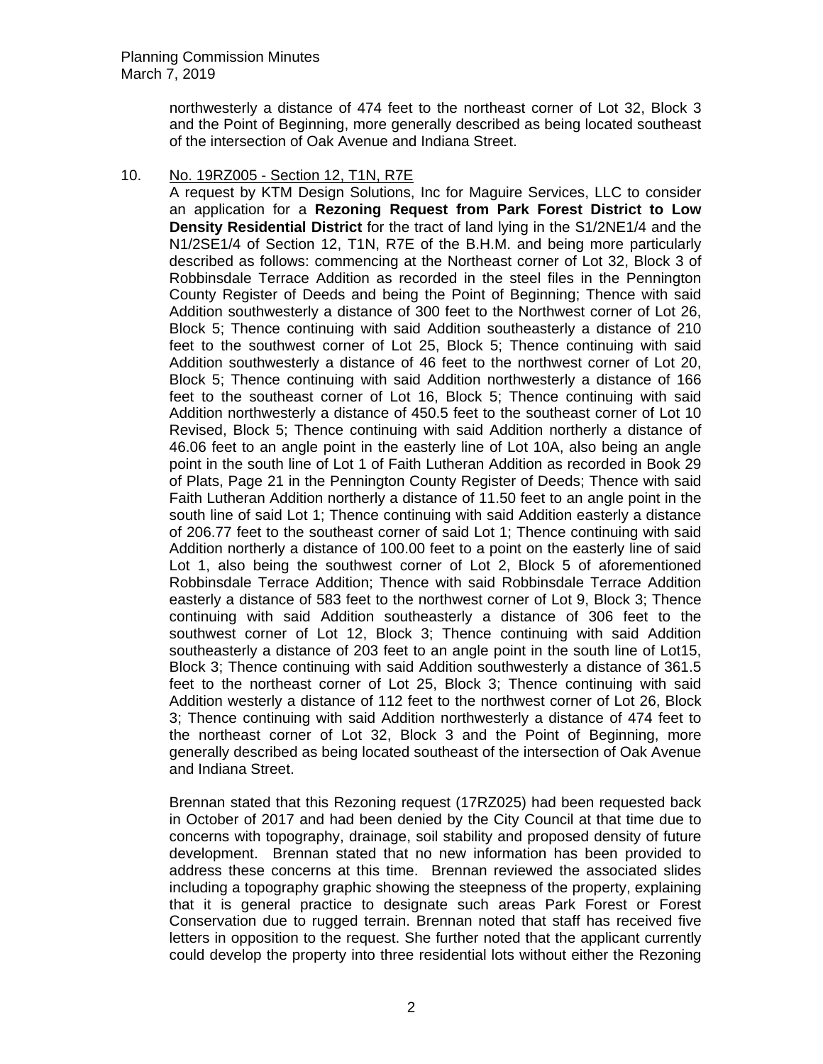northwesterly a distance of 474 feet to the northeast corner of Lot 32, Block 3 and the Point of Beginning, more generally described as being located southeast of the intersection of Oak Avenue and Indiana Street.

10. <u>No. 19RZ005 - Section 12, T1N, R7E</u>

A request by KTM Design Solutions, Inc for Maguire Services, LLC to consider an application for a **Rezoning Request from Park Forest District to Low Density Residential District** for the tract of land lying in the S1/2NE1/4 and the N1/2SE1/4 of Section 12, T1N, R7E of the B.H.M. and being more particularly described as follows: commencing at the Northeast corner of Lot 32, Block 3 of Robbinsdale Terrace Addition as recorded in the steel files in the Pennington County Register of Deeds and being the Point of Beginning; Thence with said Addition southwesterly a distance of 300 feet to the Northwest corner of Lot 26, Block 5; Thence continuing with said Addition southeasterly a distance of 210 feet to the southwest corner of Lot 25, Block 5; Thence continuing with said Addition southwesterly a distance of 46 feet to the northwest corner of Lot 20, Block 5; Thence continuing with said Addition northwesterly a distance of 166 feet to the southeast corner of Lot 16, Block 5; Thence continuing with said Addition northwesterly a distance of 450.5 feet to the southeast corner of Lot 10 Revised, Block 5; Thence continuing with said Addition northerly a distance of 46.06 feet to an angle point in the easterly line of Lot 10A, also being an angle point in the south line of Lot 1 of Faith Lutheran Addition as recorded in Book 29 of Plats, Page 21 in the Pennington County Register of Deeds; Thence with said Faith Lutheran Addition northerly a distance of 11.50 feet to an angle point in the south line of said Lot 1; Thence continuing with said Addition easterly a distance of 206.77 feet to the southeast corner of said Lot 1; Thence continuing with said Addition northerly a distance of 100.00 feet to a point on the easterly line of said Lot 1, also being the southwest corner of Lot 2, Block 5 of aforementioned Robbinsdale Terrace Addition; Thence with said Robbinsdale Terrace Addition easterly a distance of 583 feet to the northwest corner of Lot 9, Block 3; Thence continuing with said Addition southeasterly a distance of 306 feet to the southwest corner of Lot 12, Block 3; Thence continuing with said Addition southeasterly a distance of 203 feet to an angle point in the south line of Lot15, Block 3; Thence continuing with said Addition southwesterly a distance of 361.5 feet to the northeast corner of Lot 25, Block 3; Thence continuing with said Addition westerly a distance of 112 feet to the northwest corner of Lot 26, Block 3; Thence continuing with said Addition northwesterly a distance of 474 feet to the northeast corner of Lot 32, Block 3 and the Point of Beginning, more generally described as being located southeast of the intersection of Oak Avenue and Indiana Street.

Brennan stated that this Rezoning request (17RZ025) had been requested back in October of 2017 and had been denied by the City Council at that time due to concerns with topography, drainage, soil stability and proposed density of future development. Brennan stated that no new information has been provided to address these concerns at this time. Brennan reviewed the associated slides including a topography graphic showing the steepness of the property, explaining that it is general practice to designate such areas Park Forest or Forest Conservation due to rugged terrain. Brennan noted that staff has received five letters in opposition to the request. She further noted that the applicant currently could develop the property into three residential lots without either the Rezoning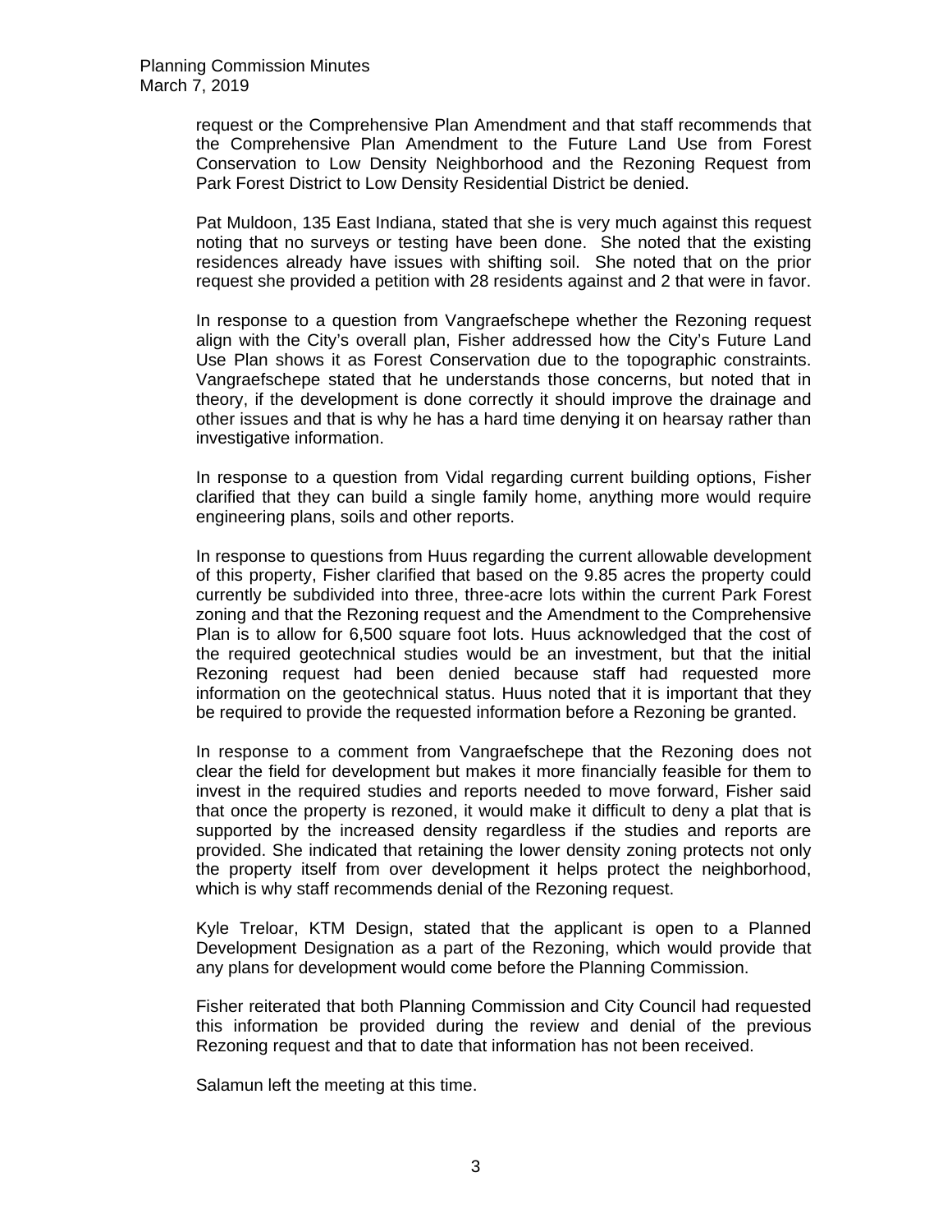request or the Comprehensive Plan Amendment and that staff recommends that the Comprehensive Plan Amendment to the Future Land Use from Forest Conservation to Low Density Neighborhood and the Rezoning Request from Park Forest District to Low Density Residential District be denied.

Pat Muldoon, 135 East Indiana, stated that she is very much against this request noting that no surveys or testing have been done. She noted that the existing residences already have issues with shifting soil. She noted that on the prior request she provided a petition with 28 residents against and 2 that were in favor.

In response to a question from Vangraefschepe whether the Rezoning request align with the City's overall plan, Fisher addressed how the City's Future Land Use Plan shows it as Forest Conservation due to the topographic constraints. Vangraefschepe stated that he understands those concerns, but noted that in theory, if the development is done correctly it should improve the drainage and other issues and that is why he has a hard time denying it on hearsay rather than investigative information.

In response to a question from Vidal regarding current building options, Fisher clarified that they can build a single family home, anything more would require engineering plans, soils and other reports.

In response to questions from Huus regarding the current allowable development of this property, Fisher clarified that based on the 9.85 acres the property could currently be subdivided into three, three-acre lots within the current Park Forest zoning and that the Rezoning request and the Amendment to the Comprehensive Plan is to allow for 6,500 square foot lots. Huus acknowledged that the cost of the required geotechnical studies would be an investment, but that the initial Rezoning request had been denied because staff had requested more information on the geotechnical status. Huus noted that it is important that they be required to provide the requested information before a Rezoning be granted.

In response to a comment from Vangraefschepe that the Rezoning does not clear the field for development but makes it more financially feasible for them to invest in the required studies and reports needed to move forward, Fisher said that once the property is rezoned, it would make it difficult to deny a plat that is supported by the increased density regardless if the studies and reports are provided. She indicated that retaining the lower density zoning protects not only the property itself from over development it helps protect the neighborhood, which is why staff recommends denial of the Rezoning request.

Kyle Treloar, KTM Design, stated that the applicant is open to a Planned Development Designation as a part of the Rezoning, which would provide that any plans for development would come before the Planning Commission.

Fisher reiterated that both Planning Commission and City Council had requested this information be provided during the review and denial of the previous Rezoning request and that to date that information has not been received.

Salamun left the meeting at this time.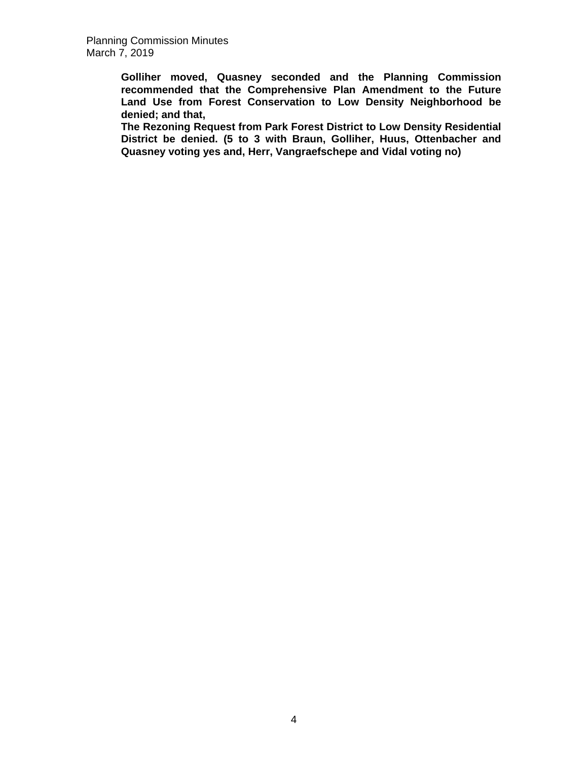**Golliher moved, Quasney seconded and the Planning Commission recommended that the Comprehensive Plan Amendment to the Future Land Use from Forest Conservation to Low Density Neighborhood be denied; and that,**

**The Rezoning Request from Park Forest District to Low Density Residential District be denied. (5 to 3 with Braun, Golliher, Huus, Ottenbacher and Quasney voting yes and, Herr, Vangraefschepe and Vidal voting no)**